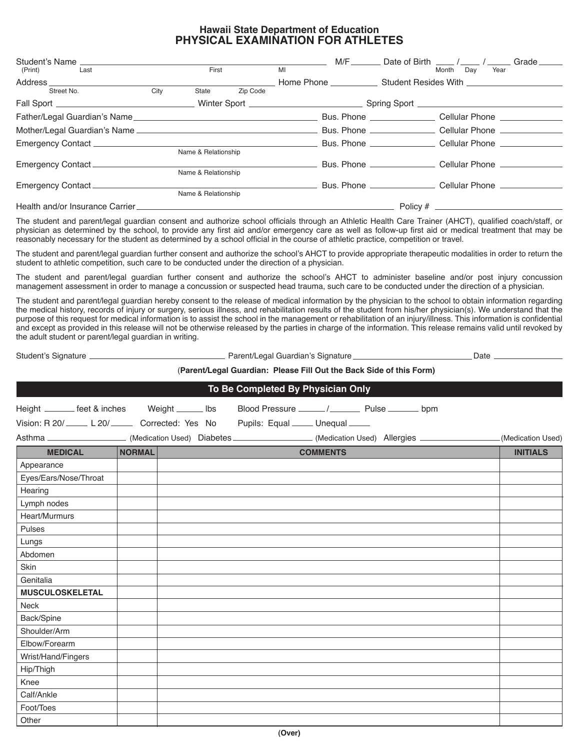# Hawaii State Department of Education
## PHYSICAL EXAMINATION FOR ATHLETES

Student's Name (Print) ______________ Last ______________ First ______________ MI ______ M/F ______ Date of Birth ____ / ____ / ____ (Month Day Year) Grade ______

Address ______________ Street No. ______________ City ______________ State ______________ Zip Code ______ Home Phone __________ Student Resides With ______________

Fall Sport ______________ Winter Sport ______________ Spring Sport ______________

Father/Legal Guardian's Name ______________ Bus. Phone __________ Cellular Phone __________

Mother/Legal Guardian's Name ______________ Bus. Phone __________ Cellular Phone __________

Emergency Contact ______________ (Name & Relationship) Bus. Phone __________ Cellular Phone __________

Emergency Contact ______________ (Name & Relationship) Bus. Phone __________ Cellular Phone __________

Emergency Contact ______________ (Name & Relationship) Bus. Phone __________ Cellular Phone __________

Health and/or Insurance Carrier ______________ Policy # __________

The student and parent/legal guardian consent and authorize school officials through an Athletic Health Care Trainer (AHCT), qualified coach/staff, or physician as determined by the school, to provide any first aid and/or emergency care as well as follow-up first aid or medical treatment that may be reasonably necessary for the student as determined by a school official in the course of athletic practice, competition or travel.

The student and parent/legal guardian further consent and authorize the school's AHCT to provide appropriate therapeutic modalities in order to return the student to athletic competition, such care to be conducted under the direction of a physician.

The student and parent/legal guardian further consent and authorize the school's AHCT to administer baseline and/or post injury concussion management assessment in order to manage a concussion or suspected head trauma, such care to be conducted under the direction of a physician.

The student and parent/legal guardian hereby consent to the release of medical information by the physician to the school to obtain information regarding the medical history, records of injury or surgery, serious illness, and rehabilitation results of the student from his/her physician(s). We understand that the purpose of this request for medical information is to assist the school in the management or rehabilitation of an injury/illness. This information is confidential and except as provided in this release will not be otherwise released by the parties in charge of the information. This release remains valid until revoked by the adult student or parent/legal guardian in writing.

Student's Signature ______________ Parent/Legal Guardian's Signature ______________ Date __________

(**Parent/Legal Guardian: Please Fill Out the Back Side of this Form)**

## To Be Completed By Physician Only

Height ______ feet & inches Weight ______ lbs Blood Pressure ______ / ______ Pulse ______ bpm

Vision: R 20/ ______ L 20/ ______ Corrected: Yes No Pupils: Equal ______ Unequal ______

Asthma ______________ (Medication Used) Diabetes ______________ (Medication Used) Allergies ______________ (Medication Used)

| MEDICAL | NORMAL | COMMENTS | INITIALS |
|---|---|---|---|
| Appearance | | | |
| Eyes/Ears/Nose/Throat | | | |
| Hearing | | | |
| Lymph nodes | | | |
| Heart/Murmurs | | | |
| Pulses | | | |
| Lungs | | | |
| Abdomen | | | |
| Skin | | | |
| Genitalia | | | |
| **MUSCULOSKELETAL** | | | |
| Neck | | | |
| Back/Spine | | | |
| Shoulder/Arm | | | |
| Elbow/Forearm | | | |
| Wrist/Hand/Fingers | | | |
| Hip/Thigh | | | |
| Knee | | | |
| Calf/Ankle | | | |
| Foot/Toes | | | |
| Other | | | |

**(Over)**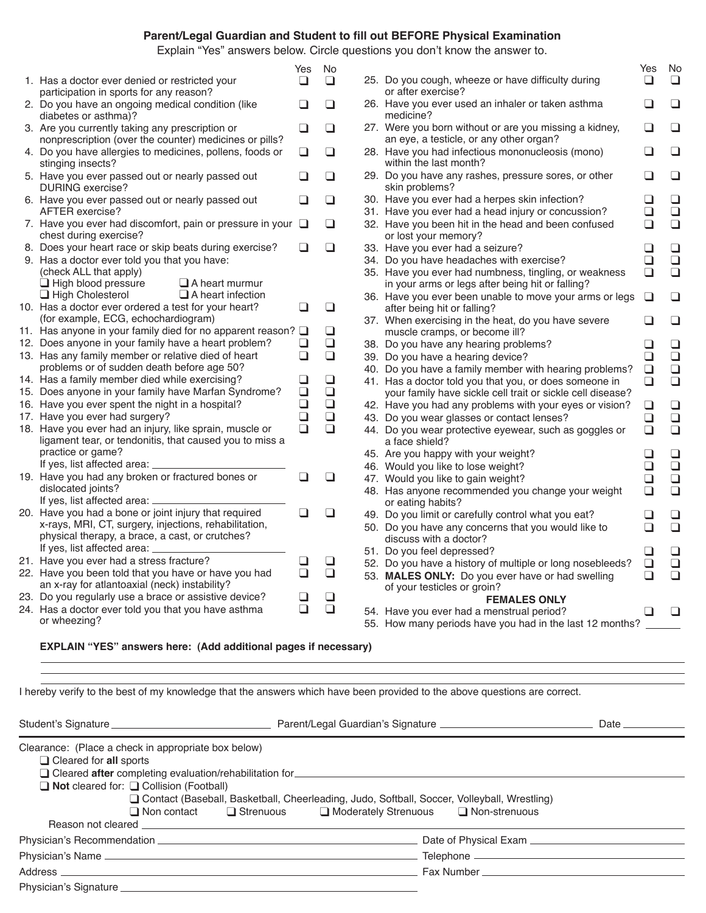**Parent/Legal Guardian and Student to fill out BEFORE Physical Examination**

Explain "Yes" answers below. Circle questions you don't know the answer to.

| | Yes | No |
|---|---|---|
| 1. Has a doctor ever denied or restricted your participation in sports for any reason? | ❑ | ❑ |
| 2. Do you have an ongoing medical condition (like diabetes or asthma)? | ❑ | ❑ |
| 3. Are you currently taking any prescription or nonprescription (over the counter) medicines or pills? | ❑ | ❑ |
| 4. Do you have allergies to medicines, pollens, foods or stinging insects? | ❑ | ❑ |
| 5. Have you ever passed out or nearly passed out DURING exercise? | ❑ | ❑ |
| 6. Have you ever passed out or nearly passed out AFTER exercise? | ❑ | ❑ |
| 7. Have you ever had discomfort, pain or pressure in your chest during exercise? | ❑ | ❑ |
| 8. Does your heart race or skip beats during exercise? | ❑ | ❑ |
| 9. Has a doctor ever told you that you have: (check ALL that apply) ❑ High blood pressure ❑ A heart murmur ❑ High Cholesterol ❑ A heart infection | | |
| 10. Has a doctor ever ordered a test for your heart? (for example, ECG, echochardiogram) | ❑ | ❑ |
| 11. Has anyone in your family died for no apparent reason? | ❑ | ❑ |
| 12. Does anyone in your family have a heart problem? | ❑ | ❑ |
| 13. Has any family member or relative died of heart problems or of sudden death before age 50? | ❑ | ❑ |
| 14. Has a family member died while exercising? | ❑ | ❑ |
| 15. Does anyone in your family have Marfan Syndrome? | ❑ | ❑ |
| 16. Have you ever spent the night in a hospital? | ❑ | ❑ |
| 17. Have you ever had surgery? | ❑ | ❑ |
| 18. Have you ever had an injury, like sprain, muscle or ligament tear, or tendonitis, that caused you to miss a practice or game? If yes, list affected area: ______ | ❑ | ❑ |
| 19. Have you had any broken or fractured bones or dislocated joints? If yes, list affected area: ______ | ❑ | ❑ |
| 20. Have you had a bone or joint injury that required x-rays, MRI, CT, surgery, injections, rehabilitation, physical therapy, a brace, a cast, or crutches? If yes, list affected area: ______ | ❑ | ❑ |
| 21. Have you ever had a stress fracture? | ❑ | ❑ |
| 22. Have you been told that you have or have you had an x-ray for atlantoaxial (neck) instability? | ❑ | ❑ |
| 23. Do you regularly use a brace or assistive device? | ❑ | ❑ |
| 24. Has a doctor ever told you that you have asthma or wheezing? | ❑ | ❑ |
| 25. Do you cough, wheeze or have difficulty during or after exercise? | ❑ | ❑ |
| 26. Have you ever used an inhaler or taken asthma medicine? | ❑ | ❑ |
| 27. Were you born without or are you missing a kidney, an eye, a testicle, or any other organ? | ❑ | ❑ |
| 28. Have you had infectious mononucleosis (mono) within the last month? | ❑ | ❑ |
| 29. Do you have any rashes, pressure sores, or other skin problems? | ❑ | ❑ |
| 30. Have you ever had a herpes skin infection? | ❑ | ❑ |
| 31. Have you ever had a head injury or concussion? | ❑ | ❑ |
| 32. Have you been hit in the head and been confused or lost your memory? | ❑ | ❑ |
| 33. Have you ever had a seizure? | ❑ | ❑ |
| 34. Do you have headaches with exercise? | ❑ | ❑ |
| 35. Have you ever had numbness, tingling, or weakness in your arms or legs after being hit or falling? | ❑ | ❑ |
| 36. Have you ever been unable to move your arms or legs after being hit or falling? | ❑ | ❑ |
| 37. When exercising in the heat, do you have severe muscle cramps, or become ill? | ❑ | ❑ |
| 38. Do you have any hearing problems? | ❑ | ❑ |
| 39. Do you have a hearing device? | ❑ | ❑ |
| 40. Do you have a family member with hearing problems? | ❑ | ❑ |
| 41. Has a doctor told you that you, or does someone in your family have sickle cell trait or sickle cell disease? | ❑ | ❑ |
| 42. Have you had any problems with your eyes or vision? | ❑ | ❑ |
| 43. Do you wear glasses or contact lenses? | ❑ | ❑ |
| 44. Do you wear protective eyewear, such as goggles or a face shield? | ❑ | ❑ |
| 45. Are you happy with your weight? | ❑ | ❑ |
| 46. Would you like to lose weight? | ❑ | ❑ |
| 47. Would you like to gain weight? | ❑ | ❑ |
| 48. Has anyone recommended you change your weight or eating habits? | ❑ | ❑ |
| 49. Do you limit or carefully control what you eat? | ❑ | ❑ |
| 50. Do you have any concerns that you would like to discuss with a doctor? | ❑ | ❑ |
| 51. Do you feel depressed? | ❑ | ❑ |
| 52. Do you have a history of multiple or long nosebleeds? | ❑ | ❑ |
| 53. **MALES ONLY:** Do you ever have or had swelling of your testicles or groin? | ❑ | ❑ |
| **FEMALES ONLY** | | |
| 54. Have you ever had a menstrual period? | ❑ | ❑ |
| 55. How many periods have you had in the last 12 months? ______ | | |

**EXPLAIN "YES" answers here: (Add additional pages if necessary)**

_______________________________________________

_______________________________________________

_______________________________________________

I hereby verify to the best of my knowledge that the answers which have been provided to the above questions are correct.

Student's Signature ______________ Parent/Legal Guardian's Signature ______________ Date ______

Clearance: (Place a check in appropriate box below)

❑ Cleared for **all** sports

❑ Cleared **after** completing evaluation/rehabilitation for ______________

❑ **Not** cleared for: ❑ Collision (Football)

❑ Contact (Baseball, Basketball, Cheerleading, Judo, Softball, Soccer, Volleyball, Wrestling)

❑ Non contact ❑ Strenuous ❑ Moderately Strenuous ❑ Non-strenuous

Reason not cleared ______________

Physician's Recommendation ______________ Date of Physical Exam ______________

Physician's Name ______________ Telephone ______________

Address ______________ Fax Number ______________

Physician's Signature ______________